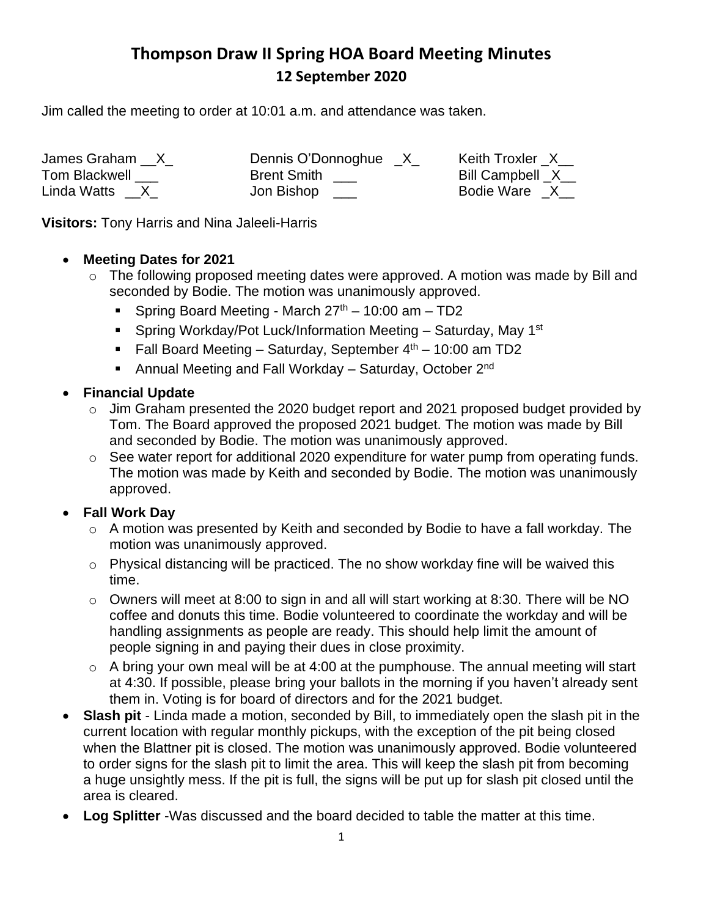# Thompson Draw II Spring HOA Board Meeting Minutes

## 12 September 2020

Jim called the meeting to order at 10:01 a.m. and attendance was taken.

| | | |
|---|---|---|
| James Graham __X_ | Dennis O'Donnoghue _X_ | Keith Troxler _X__ |
| Tom Blackwell ___ | Brent Smith ___ | Bill Campbell _X__ |
| Linda Watts __X_ | Jon Bishop ___ | Bodie Ware _X__ |

**Visitors:** Tony Harris and Nina Jaleeli-Harris

- **Meeting Dates for 2021**
  - The following proposed meeting dates were approved. A motion was made by Bill and seconded by Bodie. The motion was unanimously approved.
    - Spring Board Meeting - March 27th – 10:00 am – TD2
    - Spring Workday/Pot Luck/Information Meeting – Saturday, May 1st
    - Fall Board Meeting – Saturday, September 4th – 10:00 am TD2
    - Annual Meeting and Fall Workday – Saturday, October 2nd
- **Financial Update**
  - Jim Graham presented the 2020 budget report and 2021 proposed budget provided by Tom. The Board approved the proposed 2021 budget. The motion was made by Bill and seconded by Bodie. The motion was unanimously approved.
  - See water report for additional 2020 expenditure for water pump from operating funds. The motion was made by Keith and seconded by Bodie. The motion was unanimously approved.
- **Fall Work Day**
  - A motion was presented by Keith and seconded by Bodie to have a fall workday. The motion was unanimously approved.
  - Physical distancing will be practiced. The no show workday fine will be waived this time.
  - Owners will meet at 8:00 to sign in and all will start working at 8:30. There will be NO coffee and donuts this time. Bodie volunteered to coordinate the workday and will be handling assignments as people are ready. This should help limit the amount of people signing in and paying their dues in close proximity.
  - A bring your own meal will be at 4:00 at the pumphouse. The annual meeting will start at 4:30. If possible, please bring your ballots in the morning if you haven't already sent them in. Voting is for board of directors and for the 2021 budget.
- **Slash pit** - Linda made a motion, seconded by Bill, to immediately open the slash pit in the current location with regular monthly pickups, with the exception of the pit being closed when the Blattner pit is closed. The motion was unanimously approved. Bodie volunteered to order signs for the slash pit to limit the area. This will keep the slash pit from becoming a huge unsightly mess. If the pit is full, the signs will be put up for slash pit closed until the area is cleared.
- **Log Splitter** -Was discussed and the board decided to table the matter at this time.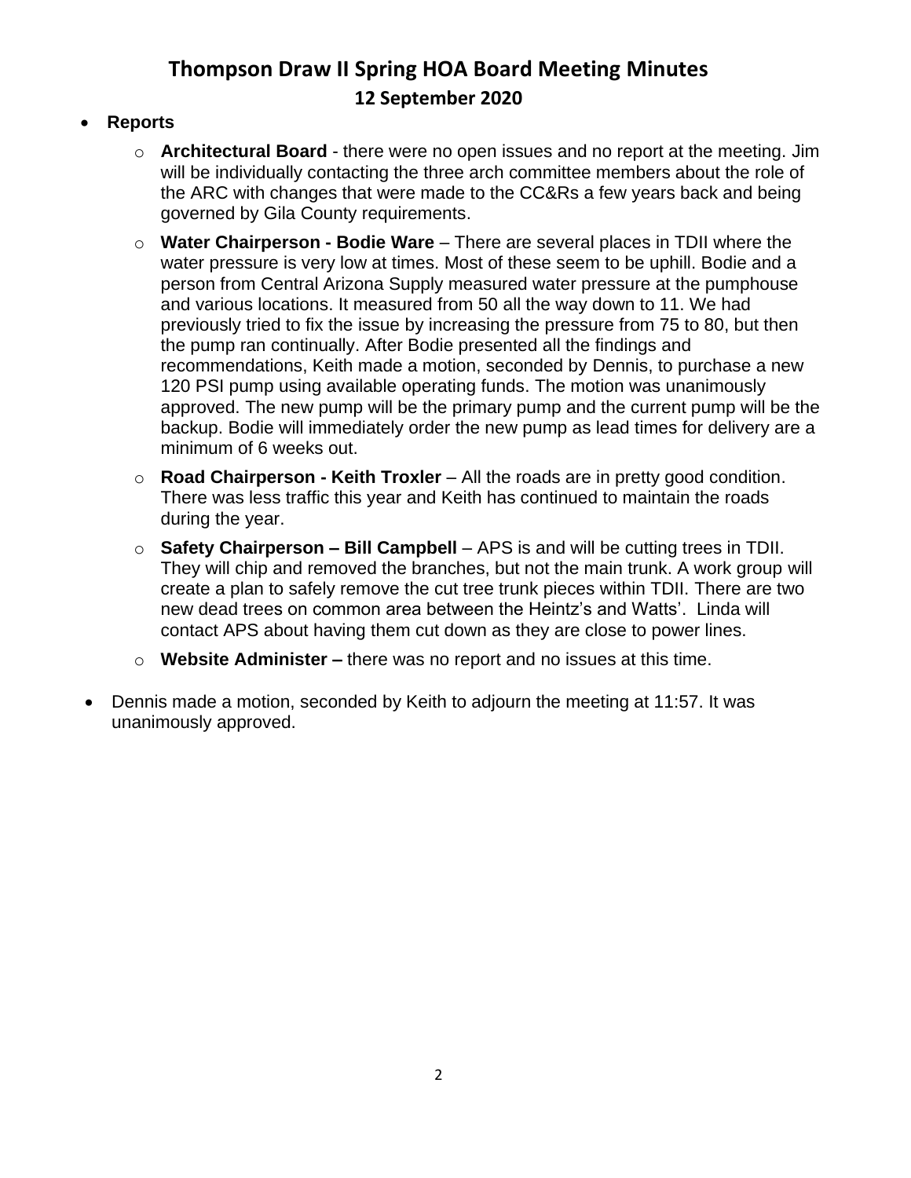# Thompson Draw II Spring HOA Board Meeting Minutes

## 12 September 2020

- **Reports**
  - **Architectural Board** - there were no open issues and no report at the meeting. Jim will be individually contacting the three arch committee members about the role of the ARC with changes that were made to the CC&Rs a few years back and being governed by Gila County requirements.
  - **Water Chairperson - Bodie Ware** – There are several places in TDII where the water pressure is very low at times. Most of these seem to be uphill. Bodie and a person from Central Arizona Supply measured water pressure at the pumphouse and various locations. It measured from 50 all the way down to 11. We had previously tried to fix the issue by increasing the pressure from 75 to 80, but then the pump ran continually. After Bodie presented all the findings and recommendations, Keith made a motion, seconded by Dennis, to purchase a new 120 PSI pump using available operating funds. The motion was unanimously approved. The new pump will be the primary pump and the current pump will be the backup. Bodie will immediately order the new pump as lead times for delivery are a minimum of 6 weeks out.
  - **Road Chairperson - Keith Troxler** – All the roads are in pretty good condition. There was less traffic this year and Keith has continued to maintain the roads during the year.
  - **Safety Chairperson – Bill Campbell** – APS is and will be cutting trees in TDII. They will chip and removed the branches, but not the main trunk. A work group will create a plan to safely remove the cut tree trunk pieces within TDII. There are two new dead trees on common area between the Heintz's and Watts'. Linda will contact APS about having them cut down as they are close to power lines.
  - **Website Administer –** there was no report and no issues at this time.
- Dennis made a motion, seconded by Keith to adjourn the meeting at 11:57. It was unanimously approved.